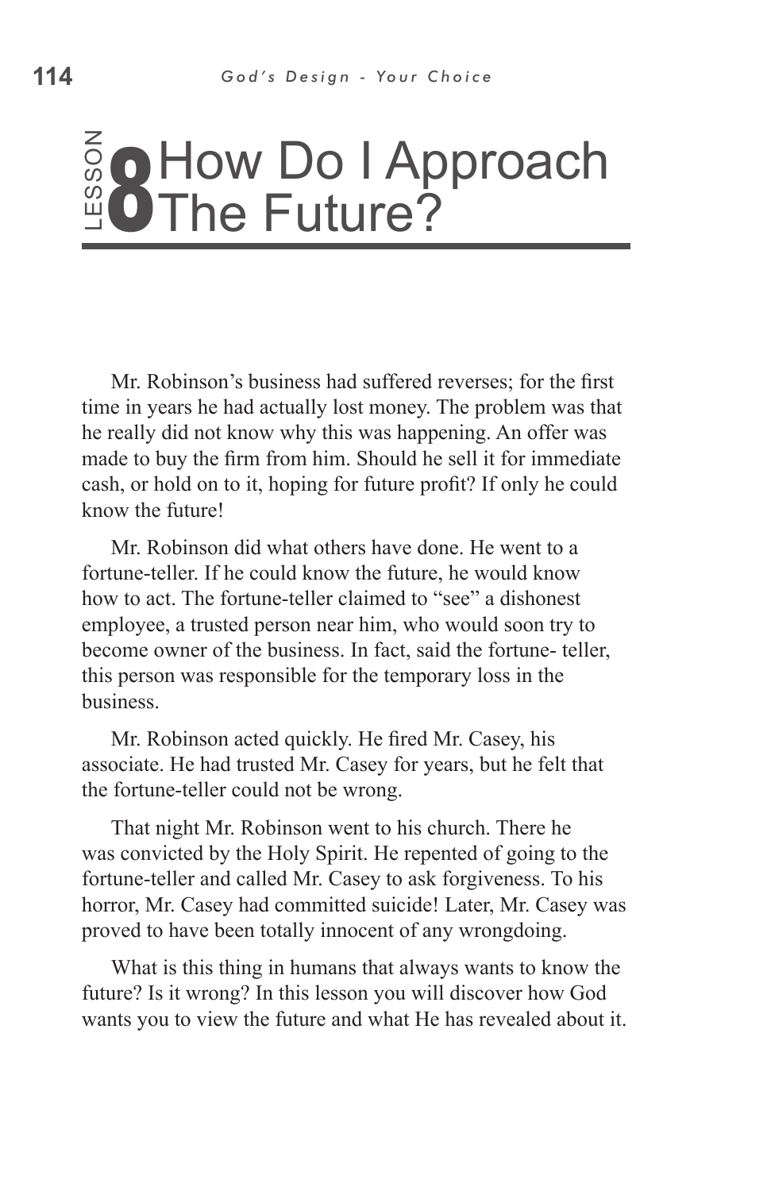# LESSON 8 How Do I Approach The Future?

Mr. Robinson's business had suffered reverses; for the first time in years he had actually lost money. The problem was that he really did not know why this was happening. An offer was made to buy the firm from him. Should he sell it for immediate cash, or hold on to it, hoping for future profit? If only he could know the future!

Mr. Robinson did what others have done. He went to a fortune-teller. If he could know the future, he would know how to act. The fortune-teller claimed to "see" a dishonest employee, a trusted person near him, who would soon try to become owner of the business. In fact, said the fortune- teller, this person was responsible for the temporary loss in the business.

Mr. Robinson acted quickly. He fired Mr. Casey, his associate. He had trusted Mr. Casey for years, but he felt that the fortune-teller could not be wrong.

That night Mr. Robinson went to his church. There he was convicted by the Holy Spirit. He repented of going to the fortune-teller and called Mr. Casey to ask forgiveness. To his horror, Mr. Casey had committed suicide! Later, Mr. Casey was proved to have been totally innocent of any wrongdoing.

What is this thing in humans that always wants to know the future? Is it wrong? In this lesson you will discover how God wants you to view the future and what He has revealed about it.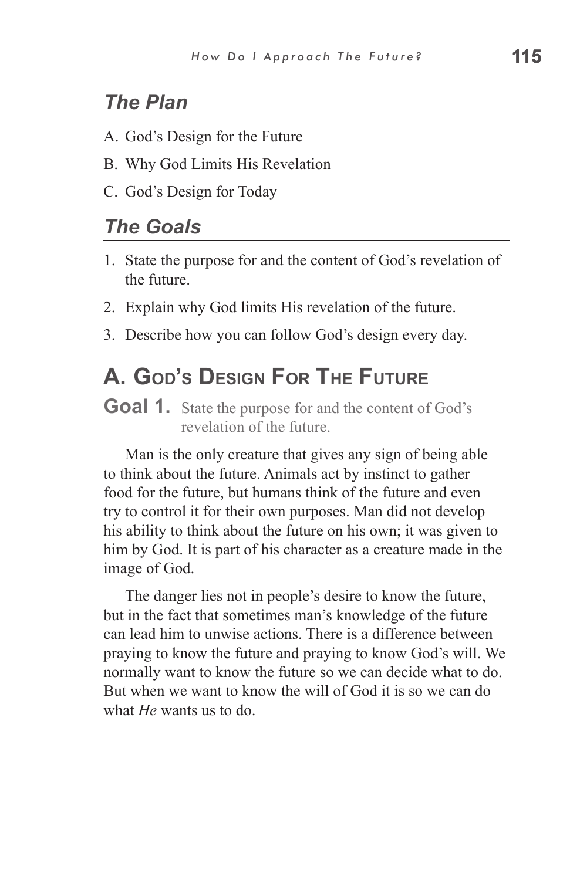## *The Plan*

A. God's Design for the Future

B. Why God Limits His Revelation

C. God's Design for Today

## *The Goals*

1. State the purpose for and the content of God's revelation of the future.
2. Explain why God limits His revelation of the future.
3. Describe how you can follow God's design every day.

# A. God's Design For The Future

**Goal 1.** State the purpose for and the content of God's revelation of the future.

Man is the only creature that gives any sign of being able to think about the future. Animals act by instinct to gather food for the future, but humans think of the future and even try to control it for their own purposes. Man did not develop his ability to think about the future on his own; it was given to him by God. It is part of his character as a creature made in the image of God.

The danger lies not in people's desire to know the future, but in the fact that sometimes man's knowledge of the future can lead him to unwise actions. There is a difference between praying to know the future and praying to know God's will. We normally want to know the future so we can decide what to do. But when we want to know the will of God it is so we can do what *He* wants us to do.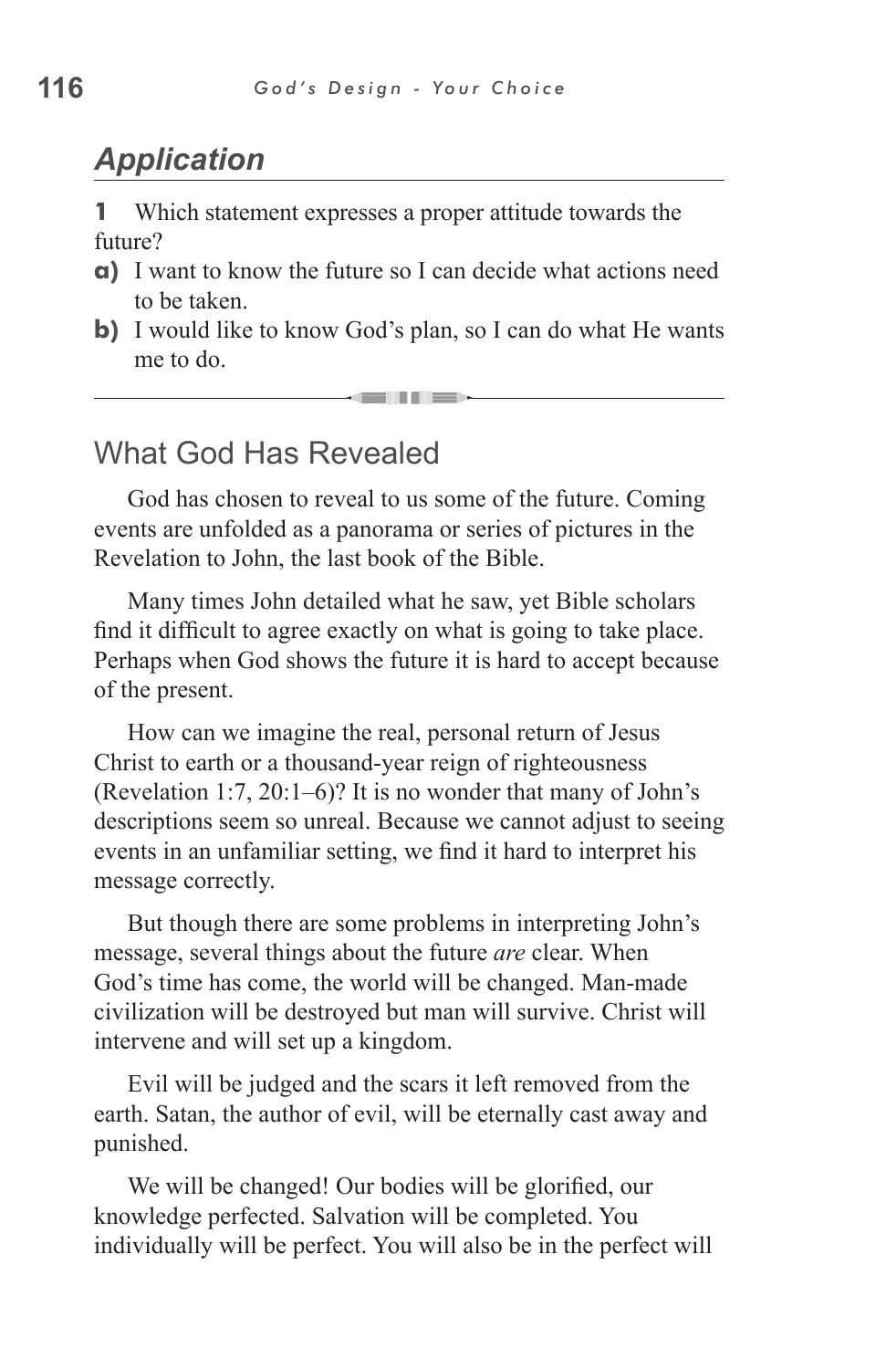## *Application*

**1** Which statement expresses a proper attitude towards the future?

**a)** I want to know the future so I can decide what actions need to be taken.

**b)** I would like to know God's plan, so I can do what He wants me to do.

---

## What God Has Revealed

God has chosen to reveal to us some of the future. Coming events are unfolded as a panorama or series of pictures in the Revelation to John, the last book of the Bible.

Many times John detailed what he saw, yet Bible scholars find it difficult to agree exactly on what is going to take place. Perhaps when God shows the future it is hard to accept because of the present.

How can we imagine the real, personal return of Jesus Christ to earth or a thousand-year reign of righteousness (Revelation 1:7, 20:1–6)? It is no wonder that many of John's descriptions seem so unreal. Because we cannot adjust to seeing events in an unfamiliar setting, we find it hard to interpret his message correctly.

But though there are some problems in interpreting John's message, several things about the future *are* clear. When God's time has come, the world will be changed. Man-made civilization will be destroyed but man will survive. Christ will intervene and will set up a kingdom.

Evil will be judged and the scars it left removed from the earth. Satan, the author of evil, will be eternally cast away and punished.

We will be changed! Our bodies will be glorified, our knowledge perfected. Salvation will be completed. You individually will be perfect. You will also be in the perfect will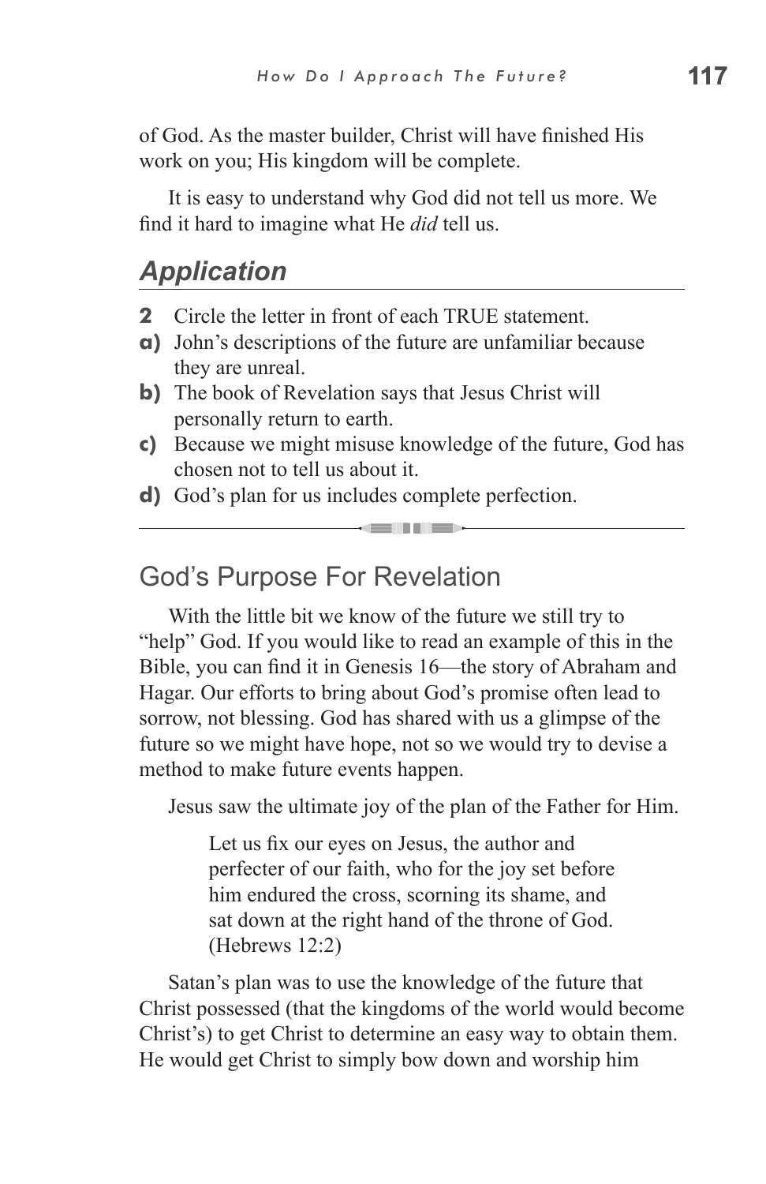of God. As the master builder, Christ will have finished His work on you; His kingdom will be complete.

It is easy to understand why God did not tell us more. We find it hard to imagine what He *did* tell us.

## *Application*

**2** Circle the letter in front of each TRUE statement.

**a)** John's descriptions of the future are unfamiliar because they are unreal.

**b)** The book of Revelation says that Jesus Christ will personally return to earth.

**c)** Because we might misuse knowledge of the future, God has chosen not to tell us about it.

**d)** God's plan for us includes complete perfection.

---

## God's Purpose For Revelation

With the little bit we know of the future we still try to "help" God. If you would like to read an example of this in the Bible, you can find it in Genesis 16—the story of Abraham and Hagar. Our efforts to bring about God's promise often lead to sorrow, not blessing. God has shared with us a glimpse of the future so we might have hope, not so we would try to devise a method to make future events happen.

Jesus saw the ultimate joy of the plan of the Father for Him.

> Let us fix our eyes on Jesus, the author and perfecter of our faith, who for the joy set before him endured the cross, scorning its shame, and sat down at the right hand of the throne of God. (Hebrews 12:2)

Satan's plan was to use the knowledge of the future that Christ possessed (that the kingdoms of the world would become Christ's) to get Christ to determine an easy way to obtain them. He would get Christ to simply bow down and worship him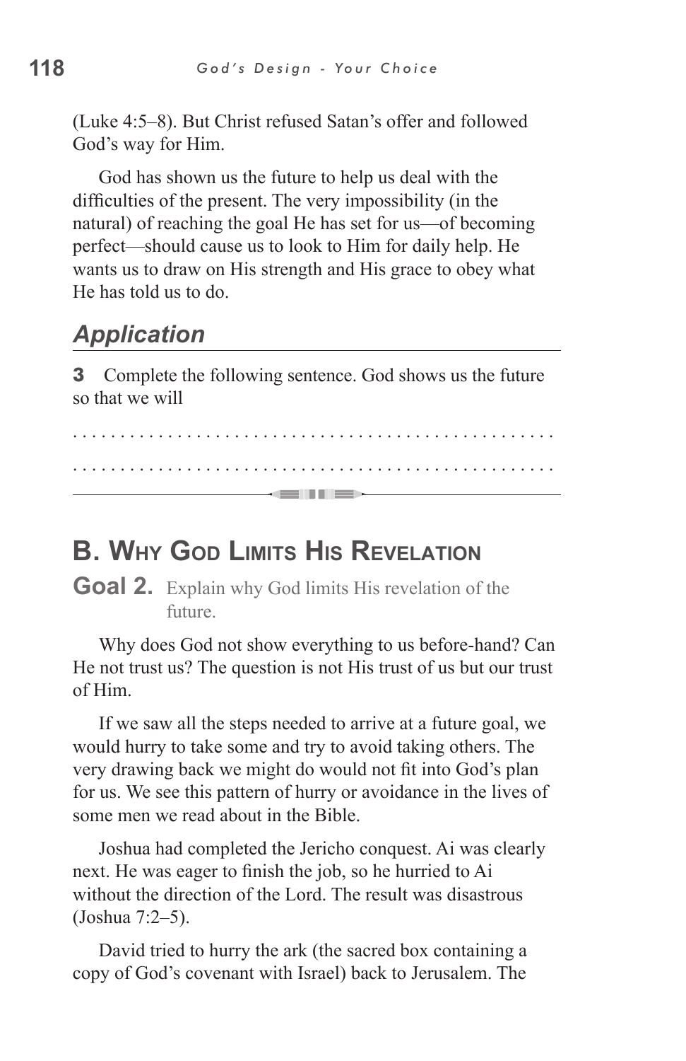(Luke 4:5–8). But Christ refused Satan's offer and followed God's way for Him.

God has shown us the future to help us deal with the difficulties of the present. The very impossibility (in the natural) of reaching the goal He has set for us—of becoming perfect—should cause us to look to Him for daily help. He wants us to draw on His strength and His grace to obey what He has told us to do.

### *Application*

**3** Complete the following sentence. God shows us the future so that we will

. . . . . . . . . . . . . . . . . . . . . . . . . . . . . . . . . . . . . . . . . . . . . . . . .

. . . . . . . . . . . . . . . . . . . . . . . . . . . . . . . . . . . . . . . . . . . . . . . . .

## B. Why God Limits His Revelation

**Goal 2.** Explain why God limits His revelation of the future.

Why does God not show everything to us before-hand? Can He not trust us? The question is not His trust of us but our trust of Him.

If we saw all the steps needed to arrive at a future goal, we would hurry to take some and try to avoid taking others. The very drawing back we might do would not fit into God's plan for us. We see this pattern of hurry or avoidance in the lives of some men we read about in the Bible.

Joshua had completed the Jericho conquest. Ai was clearly next. He was eager to finish the job, so he hurried to Ai without the direction of the Lord. The result was disastrous (Joshua 7:2–5).

David tried to hurry the ark (the sacred box containing a copy of God's covenant with Israel) back to Jerusalem. The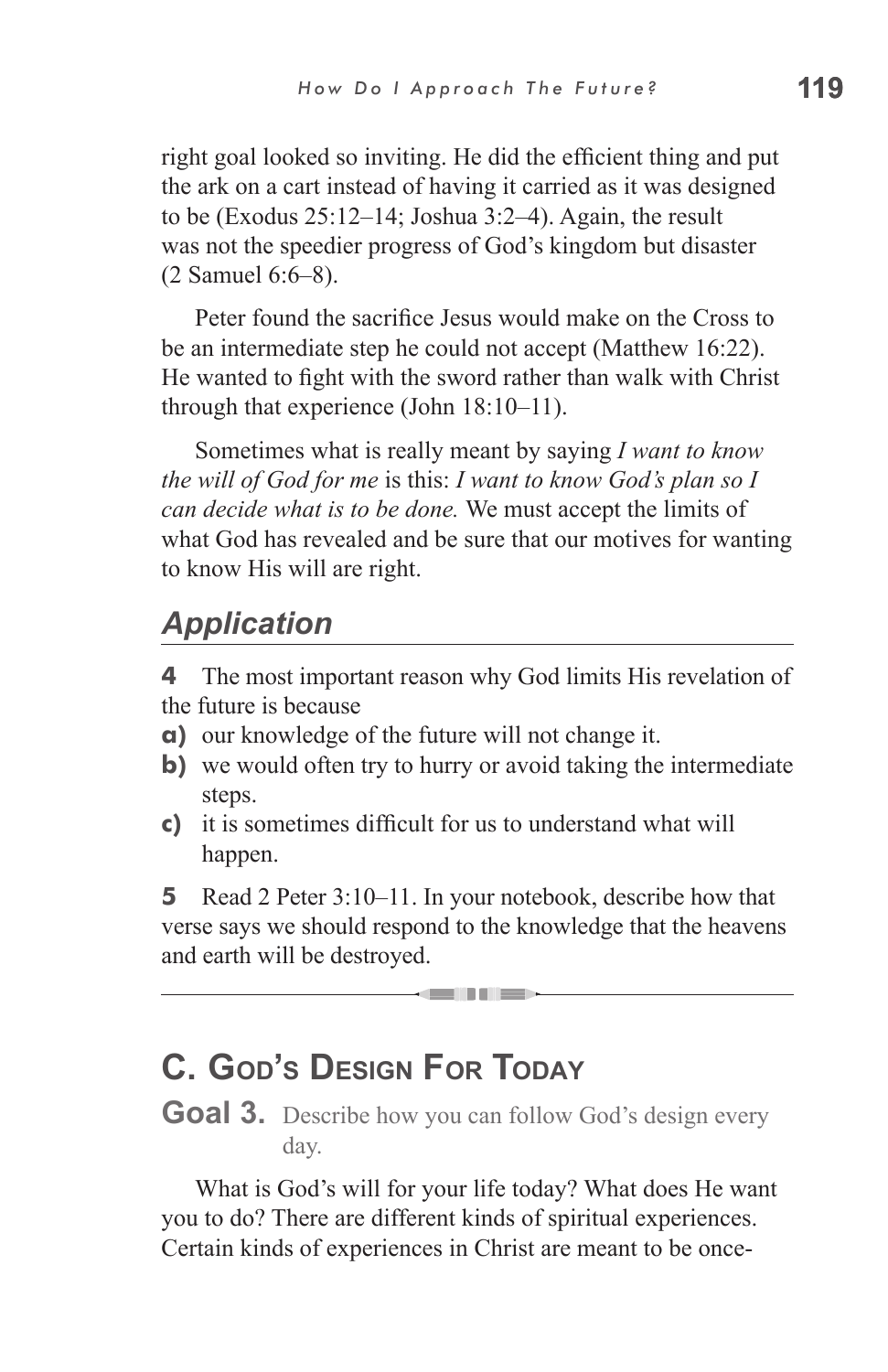right goal looked so inviting. He did the efficient thing and put the ark on a cart instead of having it carried as it was designed to be (Exodus 25:12–14; Joshua 3:2–4). Again, the result was not the speedier progress of God's kingdom but disaster (2 Samuel 6:6–8).

Peter found the sacrifice Jesus would make on the Cross to be an intermediate step he could not accept (Matthew 16:22). He wanted to fight with the sword rather than walk with Christ through that experience (John 18:10–11).

Sometimes what is really meant by saying *I want to know the will of God for me* is this: *I want to know God's plan so I can decide what is to be done.* We must accept the limits of what God has revealed and be sure that our motives for wanting to know His will are right.

## *Application*

**4** The most important reason why God limits His revelation of the future is because

**a)** our knowledge of the future will not change it.
**b)** we would often try to hurry or avoid taking the intermediate steps.
**c)** it is sometimes difficult for us to understand what will happen.

**5** Read 2 Peter 3:10–11. In your notebook, describe how that verse says we should respond to the knowledge that the heavens and earth will be destroyed.

---

## C. God's Design For Today

**Goal 3.** Describe how you can follow God's design every day.

What is God's will for your life today? What does He want you to do? There are different kinds of spiritual experiences. Certain kinds of experiences in Christ are meant to be once-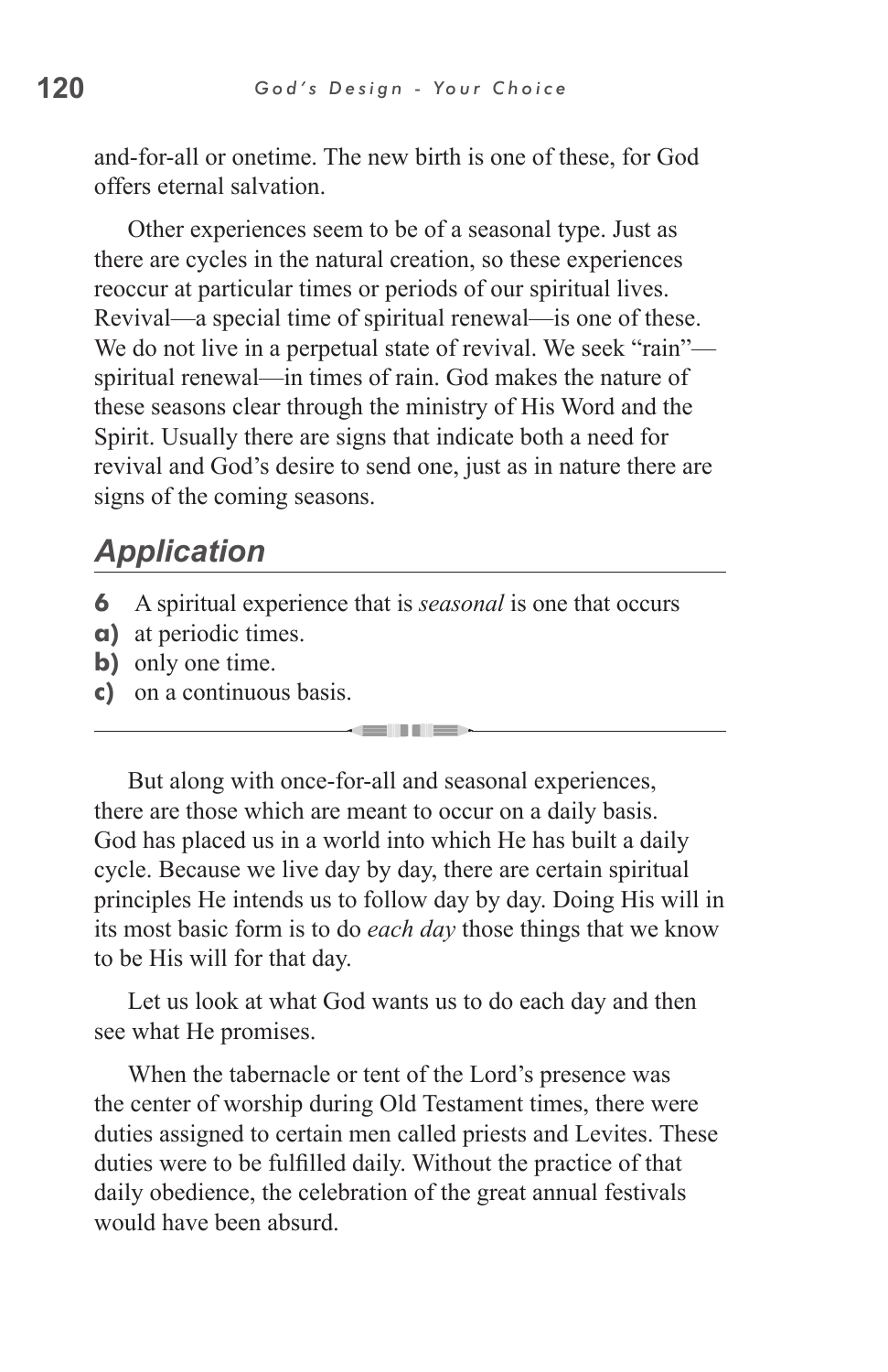and-for-all or onetime. The new birth is one of these, for God offers eternal salvation.

Other experiences seem to be of a seasonal type. Just as there are cycles in the natural creation, so these experiences reoccur at particular times or periods of our spiritual lives. Revival—a special time of spiritual renewal—is one of these. We do not live in a perpetual state of revival. We seek "rain"—spiritual renewal—in times of rain. God makes the nature of these seasons clear through the ministry of His Word and the Spirit. Usually there are signs that indicate both a need for revival and God's desire to send one, just as in nature there are signs of the coming seasons.

## *Application*

**6** A spiritual experience that is *seasonal* is one that occurs
**a)** at periodic times.
**b)** only one time.
**c)** on a continuous basis.

---

But along with once-for-all and seasonal experiences, there are those which are meant to occur on a daily basis. God has placed us in a world into which He has built a daily cycle. Because we live day by day, there are certain spiritual principles He intends us to follow day by day. Doing His will in its most basic form is to do *each day* those things that we know to be His will for that day.

Let us look at what God wants us to do each day and then see what He promises.

When the tabernacle or tent of the Lord's presence was the center of worship during Old Testament times, there were duties assigned to certain men called priests and Levites. These duties were to be fulfilled daily. Without the practice of that daily obedience, the celebration of the great annual festivals would have been absurd.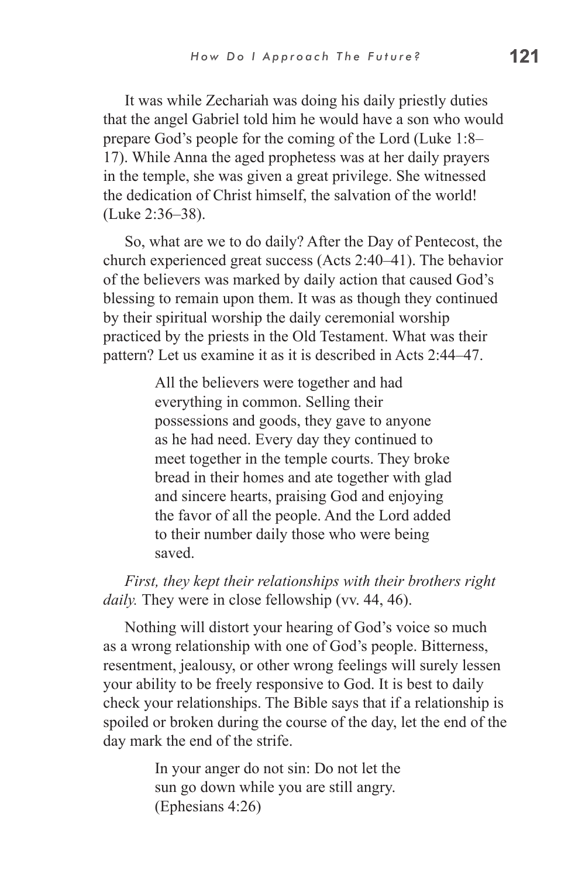It was while Zechariah was doing his daily priestly duties that the angel Gabriel told him he would have a son who would prepare God's people for the coming of the Lord (Luke 1:8–17). While Anna the aged prophetess was at her daily prayers in the temple, she was given a great privilege. She witnessed the dedication of Christ himself, the salvation of the world! (Luke 2:36–38).

So, what are we to do daily? After the Day of Pentecost, the church experienced great success (Acts 2:40–41). The behavior of the believers was marked by daily action that caused God's blessing to remain upon them. It was as though they continued by their spiritual worship the daily ceremonial worship practiced by the priests in the Old Testament. What was their pattern? Let us examine it as it is described in Acts 2:44–47.

> All the believers were together and had everything in common. Selling their possessions and goods, they gave to anyone as he had need. Every day they continued to meet together in the temple courts. They broke bread in their homes and ate together with glad and sincere hearts, praising God and enjoying the favor of all the people. And the Lord added to their number daily those who were being saved.

*First, they kept their relationships with their brothers right daily.* They were in close fellowship (vv. 44, 46).

Nothing will distort your hearing of God's voice so much as a wrong relationship with one of God's people. Bitterness, resentment, jealousy, or other wrong feelings will surely lessen your ability to be freely responsive to God. It is best to daily check your relationships. The Bible says that if a relationship is spoiled or broken during the course of the day, let the end of the day mark the end of the strife.

> In your anger do not sin: Do not let the sun go down while you are still angry. (Ephesians 4:26)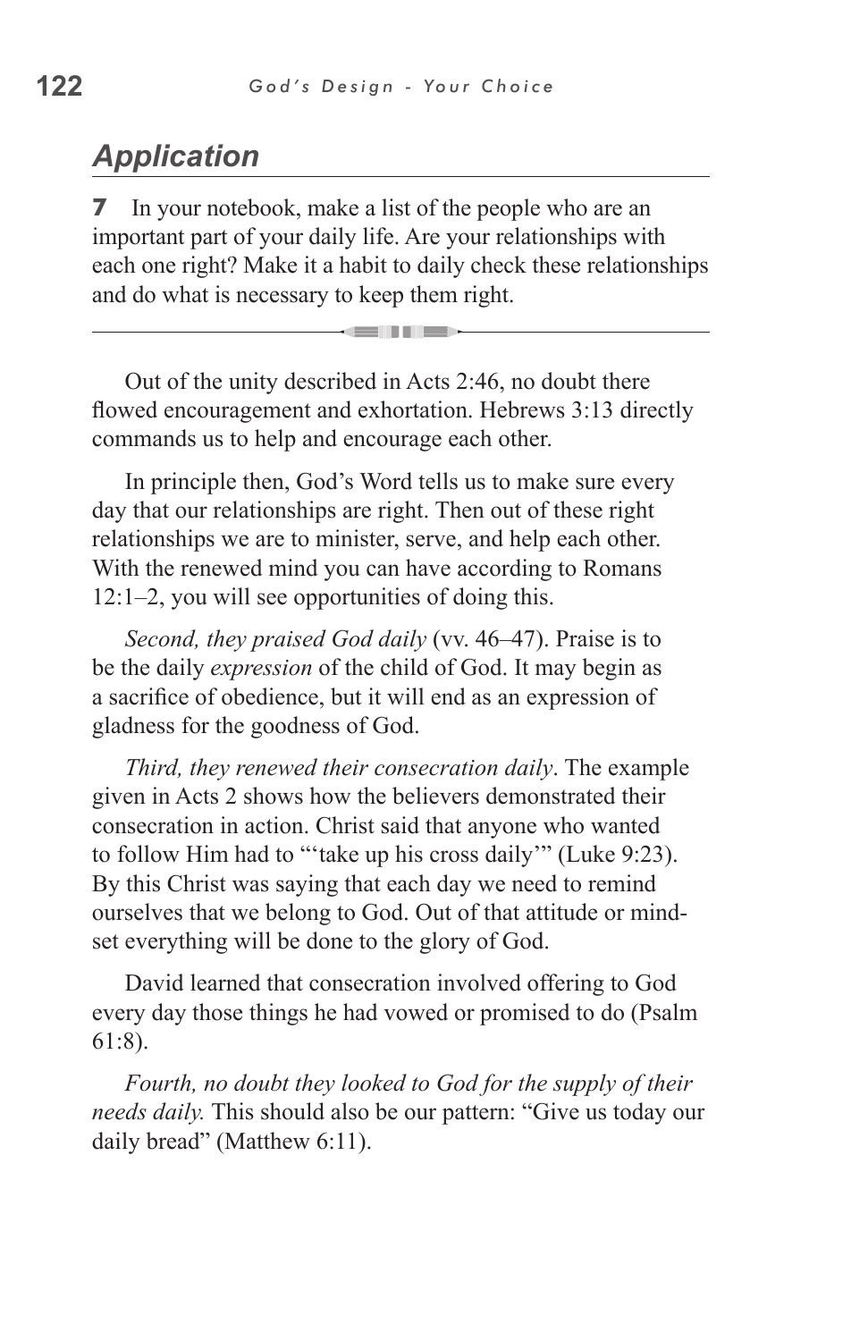## *Application*

**7** In your notebook, make a list of the people who are an important part of your daily life. Are your relationships with each one right? Make it a habit to daily check these relationships and do what is necessary to keep them right.

---

Out of the unity described in Acts 2:46, no doubt there flowed encouragement and exhortation. Hebrews 3:13 directly commands us to help and encourage each other.

In principle then, God's Word tells us to make sure every day that our relationships are right. Then out of these right relationships we are to minister, serve, and help each other. With the renewed mind you can have according to Romans 12:1–2, you will see opportunities of doing this.

*Second, they praised God daily* (vv. 46–47). Praise is to be the daily *expression* of the child of God. It may begin as a sacrifice of obedience, but it will end as an expression of gladness for the goodness of God.

*Third, they renewed their consecration daily*. The example given in Acts 2 shows how the believers demonstrated their consecration in action. Christ said that anyone who wanted to follow Him had to "'take up his cross daily'" (Luke 9:23). By this Christ was saying that each day we need to remind ourselves that we belong to God. Out of that attitude or mind-set everything will be done to the glory of God.

David learned that consecration involved offering to God every day those things he had vowed or promised to do (Psalm 61:8).

*Fourth, no doubt they looked to God for the supply of their needs daily.* This should also be our pattern: "Give us today our daily bread" (Matthew 6:11).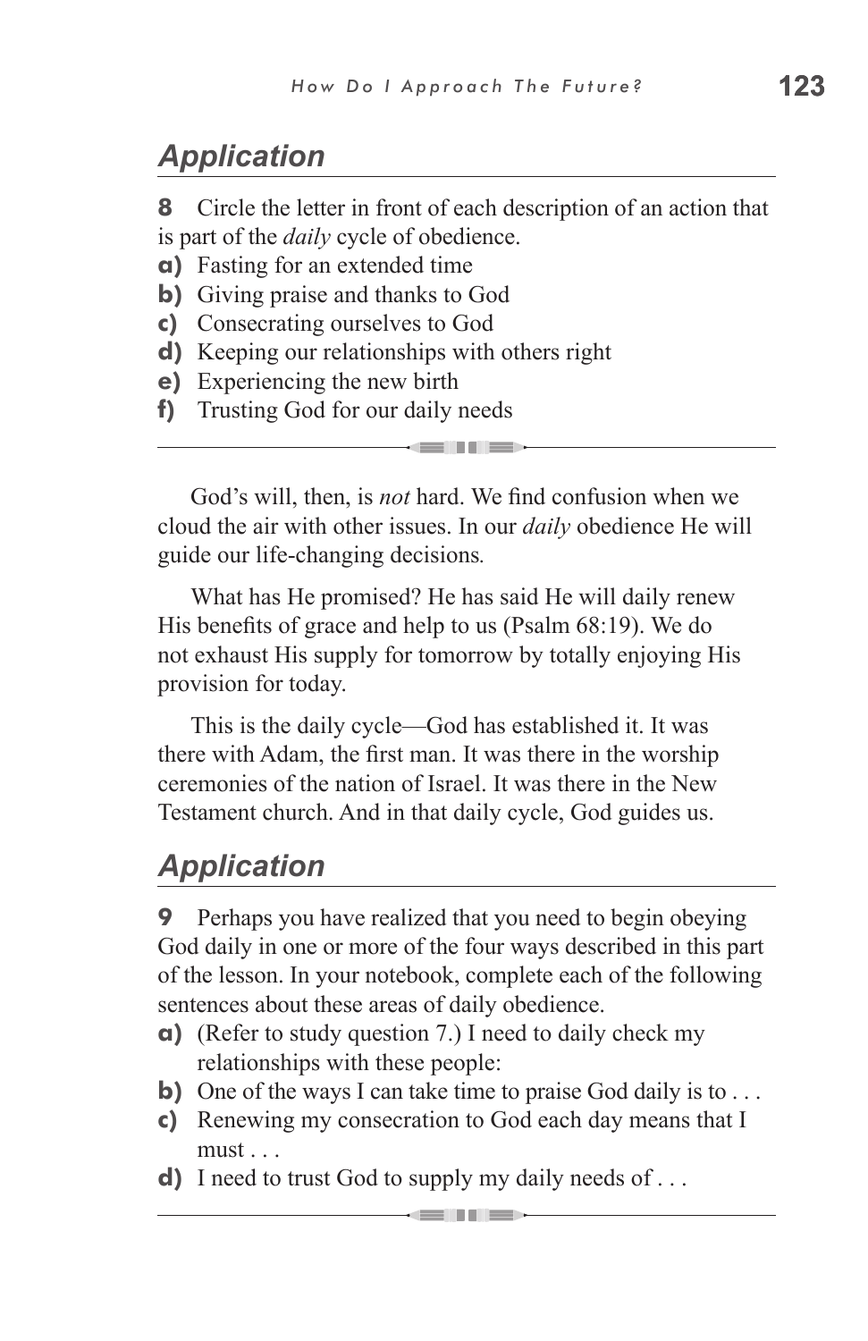## *Application*

**8** Circle the letter in front of each description of an action that is part of the *daily* cycle of obedience.

**a)** Fasting for an extended time
**b)** Giving praise and thanks to God
**c)** Consecrating ourselves to God
**d)** Keeping our relationships with others right
**e)** Experiencing the new birth
**f)** Trusting God for our daily needs

---

God's will, then, is *not* hard. We find confusion when we cloud the air with other issues. In our *daily* obedience He will guide our life-changing decisions.

What has He promised? He has said He will daily renew His benefits of grace and help to us (Psalm 68:19). We do not exhaust His supply for tomorrow by totally enjoying His provision for today.

This is the daily cycle—God has established it. It was there with Adam, the first man. It was there in the worship ceremonies of the nation of Israel. It was there in the New Testament church. And in that daily cycle, God guides us.

## *Application*

**9** Perhaps you have realized that you need to begin obeying God daily in one or more of the four ways described in this part of the lesson. In your notebook, complete each of the following sentences about these areas of daily obedience.

**a)** (Refer to study question 7.) I need to daily check my relationships with these people:
**b)** One of the ways I can take time to praise God daily is to . . .
**c)** Renewing my consecration to God each day means that I must . . .
**d)** I need to trust God to supply my daily needs of . . .

---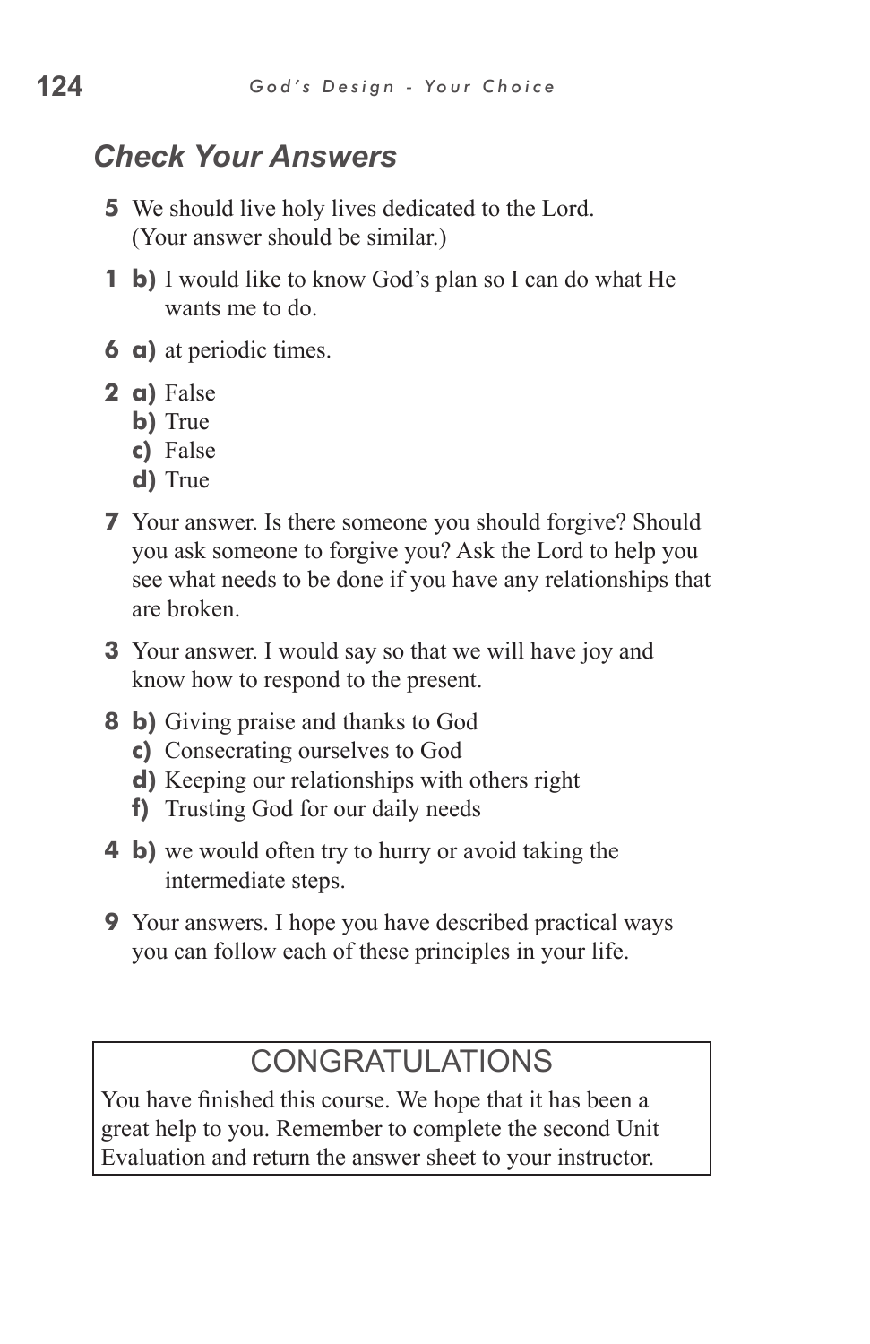## *Check Your Answers*

**5** We should live holy lives dedicated to the Lord. (Your answer should be similar.)

**1 b)** I would like to know God's plan so I can do what He wants me to do.

**6 a)** at periodic times.

**2 a)** False
**b)** True
**c)** False
**d)** True

**7** Your answer. Is there someone you should forgive? Should you ask someone to forgive you? Ask the Lord to help you see what needs to be done if you have any relationships that are broken.

**3** Your answer. I would say so that we will have joy and know how to respond to the present.

**8 b)** Giving praise and thanks to God
**c)** Consecrating ourselves to God
**d)** Keeping our relationships with others right
**f)** Trusting God for our daily needs

**4 b)** we would often try to hurry or avoid taking the intermediate steps.

**9** Your answers. I hope you have described practical ways you can follow each of these principles in your life.

## CONGRATULATIONS

You have finished this course. We hope that it has been a great help to you. Remember to complete the second Unit Evaluation and return the answer sheet to your instructor.